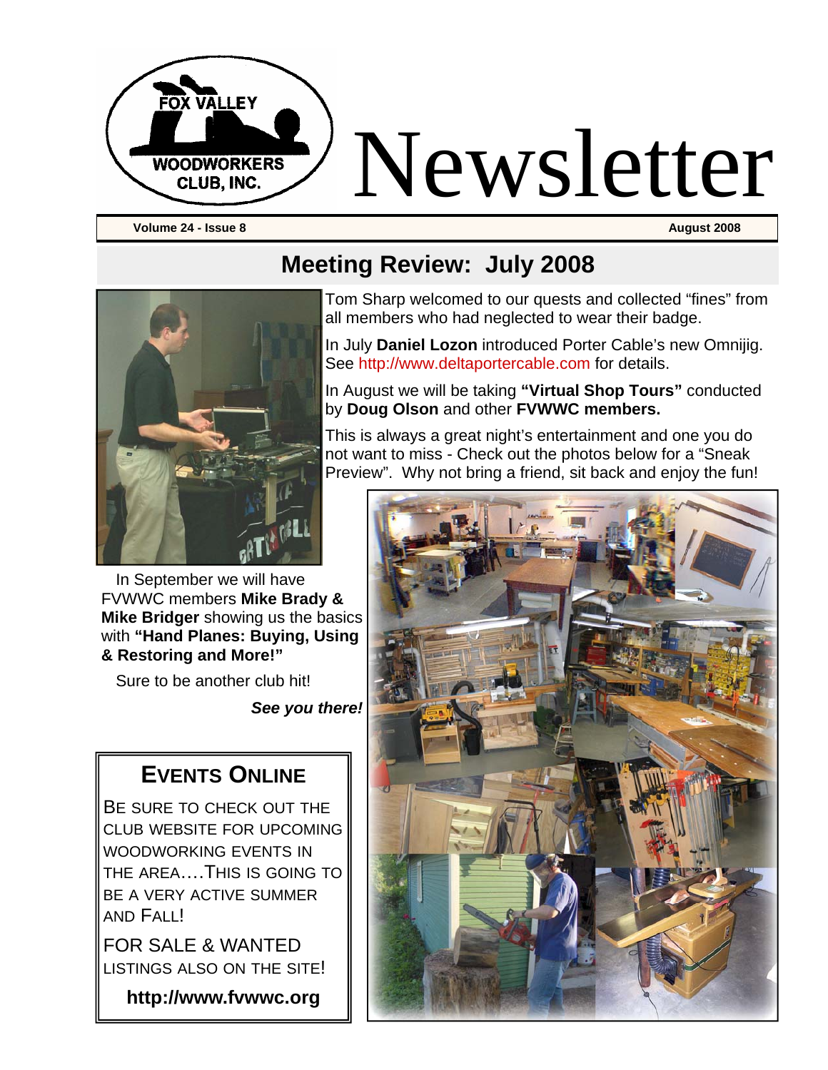# Newsletter

**FOX VALLEY WOODWORKERS CLUB, INC.**

**Volume 24 - Issue 8** **August 2008**

## Meeting Review: July 2008

Tom Sharp welcomed to our quests and collected "fines" from all members who had neglected to wear their badge.

In July **Daniel Lozon** introduced Porter Cable's new Omnijig. See http://www.deltaportercable.com for details.

In August we will be taking **"Virtual Shop Tours"** conducted by **Doug Olson** and other **FVWWC members.**

This is always a great night's entertainment and one you do not want to miss - Check out the photos below for a "Sneak Preview". Why not bring a friend, sit back and enjoy the fun!

In September we will have FVWWC members **Mike Brady & Mike Bridger** showing us the basics with **"Hand Planes: Buying, Using & Restoring and More!"**

Sure to be another club hit!

***See you there!***

### EVENTS ONLINE

BE SURE TO CHECK OUT THE CLUB WEBSITE FOR UPCOMING WOODWORKING EVENTS IN THE AREA….THIS IS GOING TO BE A VERY ACTIVE SUMMER AND FALL!

FOR SALE & WANTED LISTINGS ALSO ON THE SITE!

**http://www.fvwwc.org**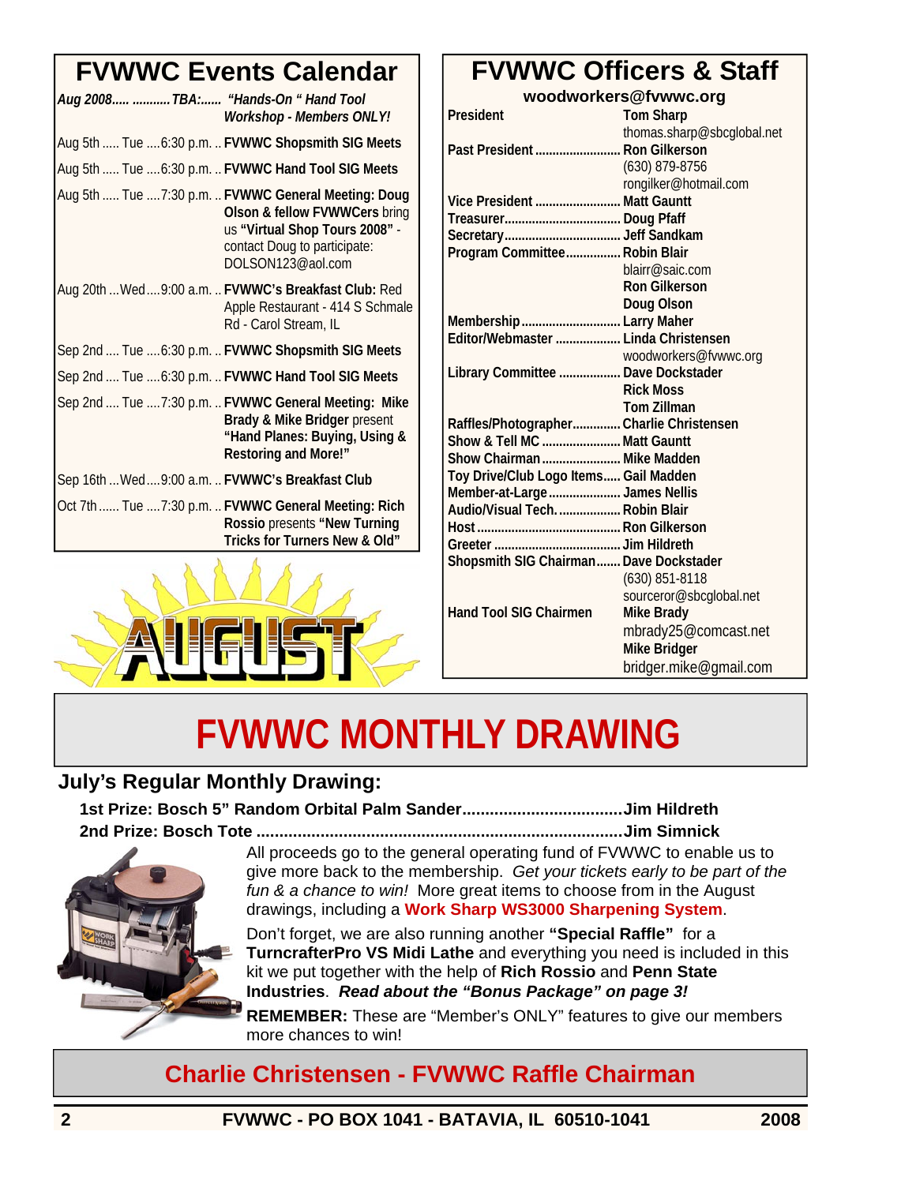## FVWWC Events Calendar

*Aug 2008..... ..........TBA:...... "Hands-On " Hand Tool Workshop - Members ONLY!*

Aug 5th ..... Tue ....6:30 p.m. .. **FVWWC Shopsmith SIG Meets**

Aug 5th ..... Tue ....6:30 p.m. .. **FVWWC Hand Tool SIG Meets**

Aug 5th ..... Tue ....7:30 p.m. .. **FVWWC General Meeting: Doug Olson** & fellow FVWWCers bring us **"Virtual Shop Tours 2008"** - contact Doug to participate: DOLSON123@aol.com

Aug 20th ...Wed....9:00 a.m. .. **FVWWC's Breakfast Club:** Red Apple Restaurant - 414 S Schmale Rd - Carol Stream, IL

Sep 2nd .... Tue ....6:30 p.m. .. **FVWWC Shopsmith SIG Meets**

Sep 2nd .... Tue ....6:30 p.m. .. **FVWWC Hand Tool SIG Meets**

Sep 2nd .... Tue ....7:30 p.m. .. **FVWWC General Meeting: Mike Brady & Mike Bridger** present **"Hand Planes: Buying, Using & Restoring and More!"**

Sep 16th ...Wed....9:00 a.m. .. **FVWWC's Breakfast Club**

Oct 7th ...... Tue ....7:30 p.m. .. **FVWWC General Meeting: Rich Rossio** presents **"New Turning Tricks for Turners New & Old"**

## FVWWC Officers & Staff

**woodworkers@fvwwc.org**

| | |
|---|---|
| President | **Tom Sharp** thomas.sharp@sbcglobal.net |
| Past President | **Ron Gilkerson** (630) 879-8756 rongilker@hotmail.com |
| Vice President | **Matt Gauntt** |
| Treasurer | **Doug Pfaff** |
| Secretary | **Jeff Sandkam** |
| Program Committee | **Robin Blair** blairr@saic.com **Ron Gilkerson** **Doug Olson** |
| Membership | **Larry Maher** |
| Editor/Webmaster | **Linda Christensen** woodworkers@fvwwc.org |
| Library Committee | **Dave Dockstader** **Rick Moss** **Tom Zillman** |
| Raffles/Photographer | **Charlie Christensen** |
| Show & Tell MC | **Matt Gauntt** |
| Show Chairman | **Mike Madden** |
| Toy Drive/Club Logo Items | **Gail Madden** |
| Member-at-Large | **James Nellis** |
| Audio/Visual Tech. | **Robin Blair** |
| Host | **Ron Gilkerson** |
| Greeter | **Jim Hildreth** |
| Shopsmith SIG Chairman | **Dave Dockstader** (630) 851-8118 sourceror@sbcglobal.net |
| Hand Tool SIG Chairmen | **Mike Brady** mbrady25@comcast.net **Mike Bridger** bridger.mike@gmail.com |

# FVWWC MONTHLY DRAWING

### July's Regular Monthly Drawing:

**1st Prize: Bosch 5" Random Orbital Palm Sander....................................Jim Hildreth**
**2nd Prize: Bosch Tote ..................................................................................Jim Simnick**

All proceeds go to the general operating fund of FVWWC to enable us to give more back to the membership. *Get your tickets early to be part of the fun & a chance to win!* More great items to choose from in the August drawings, including a **Work Sharp WS3000 Sharpening System**.

Don't forget, we are also running another **"Special Raffle"** for a **TurncrafterPro VS Midi Lathe** and everything you need is included in this kit we put together with the help of **Rich Rossio** and **Penn State Industries**. ***Read about the "Bonus Package" on page 3!***

**REMEMBER:** These are "Member's ONLY" features to give our members more chances to win!

## Charlie Christensen - FVWWC Raffle Chairman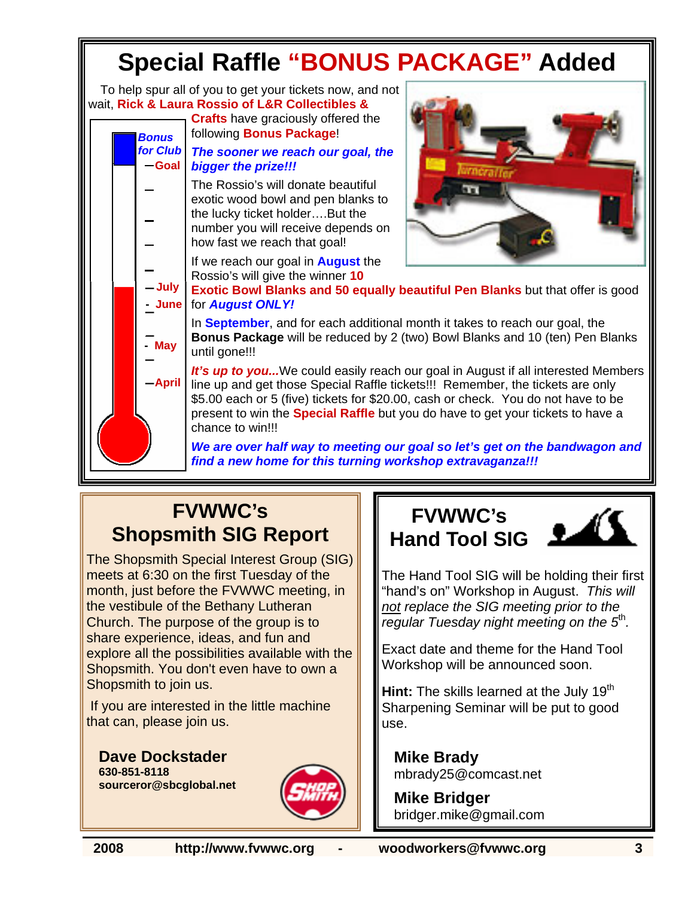# Special Raffle "BONUS PACKAGE" Added

To help spur all of you to get your tickets now, and not wait, **Rick & Laura Rossio of L&R Collectibles & Crafts** have graciously offered the following **Bonus Package**!

Bonus for Club
Goal
July
June
May
April

***The sooner we reach our goal, the bigger the prize!!!***

The Rossio's will donate beautiful exotic wood bowl and pen blanks to the lucky ticket holder….But the number you will receive depends on how fast we reach that goal!

If we reach our goal in **August** the Rossio's will give the winner **10 Exotic Bowl Blanks and 50 equally beautiful Pen Blanks** but that offer is good for ***August ONLY!***

In **September**, and for each additional month it takes to reach our goal, the **Bonus Package** will be reduced by 2 (two) Bowl Blanks and 10 (ten) Pen Blanks until gone!!!

***It's up to you...*** We could easily reach our goal in August if all interested Members line up and get those Special Raffle tickets!!! Remember, the tickets are only $5.00 each or 5 (five) tickets for $20.00, cash or check. You do not have to be present to win the **Special Raffle** but you do have to get your tickets to have a chance to win!!!

***We are over half way to meeting our goal so let's get on the bandwagon and find a new home for this turning workshop extravaganza!!!***

## FVWWC's Shopsmith SIG Report

The Shopsmith Special Interest Group (SIG) meets at 6:30 on the first Tuesday of the month, just before the FVWWC meeting, in the vestibule of the Bethany Lutheran Church. The purpose of the group is to share experience, ideas, and fun and explore all the possibilities available with the Shopsmith. You don't even have to own a Shopsmith to join us.

If you are interested in the little machine that can, please join us.

**Dave Dockstader**
**630-851-8118**
**sourceror@sbcglobal.net**

## FVWWC's Hand Tool SIG

The Hand Tool SIG will be holding their first "hand's on" Workshop in August. *This will <u>not</u> replace the SIG meeting prior to the regular Tuesday night meeting on the 5th.*

Exact date and theme for the Hand Tool Workshop will be announced soon.

**Hint:** The skills learned at the July 19th Sharpening Seminar will be put to good use.

**Mike Brady**
mbrady25@comcast.net

**Mike Bridger**
bridger.mike@gmail.com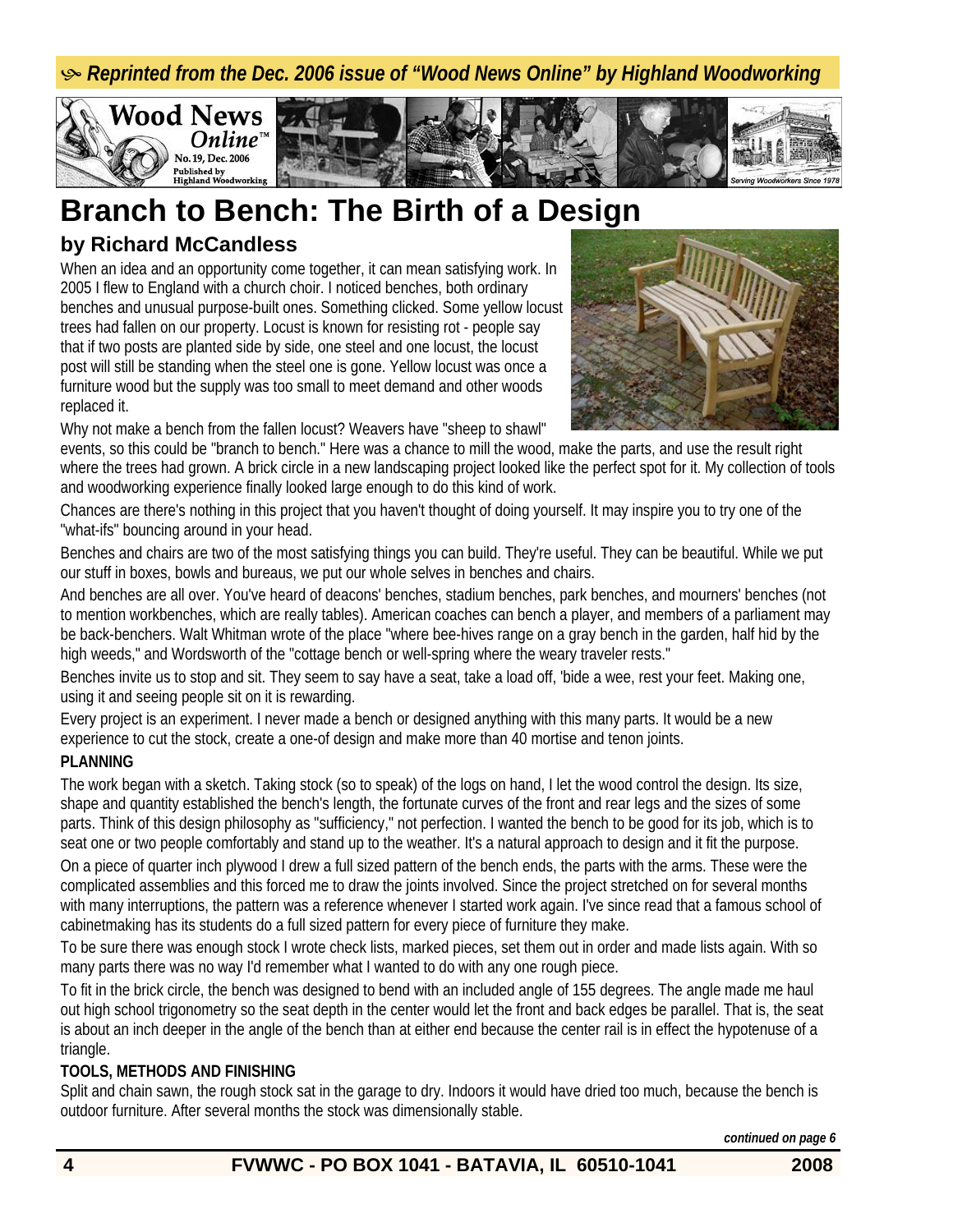*Reprinted from the Dec. 2006 issue of "Wood News Online" by Highland Woodworking*

# Branch to Bench: The Birth of a Design

## by Richard McCandless

When an idea and an opportunity come together, it can mean satisfying work. In 2005 I flew to England with a church choir. I noticed benches, both ordinary benches and unusual purpose-built ones. Something clicked. Some yellow locust trees had fallen on our property. Locust is known for resisting rot - people say that if two posts are planted side by side, one steel and one locust, the locust post will still be standing when the steel one is gone. Yellow locust was once a furniture wood but the supply was too small to meet demand and other woods replaced it.

Why not make a bench from the fallen locust? Weavers have "sheep to shawl" events, so this could be "branch to bench." Here was a chance to mill the wood, make the parts, and use the result right where the trees had grown. A brick circle in a new landscaping project looked like the perfect spot for it. My collection of tools and woodworking experience finally looked large enough to do this kind of work.

Chances are there's nothing in this project that you haven't thought of doing yourself. It may inspire you to try one of the "what-ifs" bouncing around in your head.

Benches and chairs are two of the most satisfying things you can build. They're useful. They can be beautiful. While we put our stuff in boxes, bowls and bureaus, we put our whole selves in benches and chairs.

And benches are all over. You've heard of deacons' benches, stadium benches, park benches, and mourners' benches (not to mention workbenches, which are really tables). American coaches can bench a player, and members of a parliament may be back-benchers. Walt Whitman wrote of the place "where bee-hives range on a gray bench in the garden, half hid by the high weeds," and Wordsworth of the "cottage bench or well-spring where the weary traveler rests."

Benches invite us to stop and sit. They seem to say have a seat, take a load off, 'bide a wee, rest your feet. Making one, using it and seeing people sit on it is rewarding.

Every project is an experiment. I never made a bench or designed anything with this many parts. It would be a new experience to cut the stock, create a one-of design and make more than 40 mortise and tenon joints.

**PLANNING**

The work began with a sketch. Taking stock (so to speak) of the logs on hand, I let the wood control the design. Its size, shape and quantity established the bench's length, the fortunate curves of the front and rear legs and the sizes of some parts. Think of this design philosophy as "sufficiency," not perfection. I wanted the bench to be good for its job, which is to seat one or two people comfortably and stand up to the weather. It's a natural approach to design and it fit the purpose.

On a piece of quarter inch plywood I drew a full sized pattern of the bench ends, the parts with the arms. These were the complicated assemblies and this forced me to draw the joints involved. Since the project stretched on for several months with many interruptions, the pattern was a reference whenever I started work again. I've since read that a famous school of cabinetmaking has its students do a full sized pattern for every piece of furniture they make.

To be sure there was enough stock I wrote check lists, marked pieces, set them out in order and made lists again. With so many parts there was no way I'd remember what I wanted to do with any one rough piece.

To fit in the brick circle, the bench was designed to bend with an included angle of 155 degrees. The angle made me haul out high school trigonometry so the seat depth in the center would let the front and back edges be parallel. That is, the seat is about an inch deeper in the angle of the bench than at either end because the center rail is in effect the hypotenuse of a triangle.

**TOOLS, METHODS AND FINISHING**

Split and chain sawn, the rough stock sat in the garage to dry. Indoors it would have dried too much, because the bench is outdoor furniture. After several months the stock was dimensionally stable.

*continued on page 6*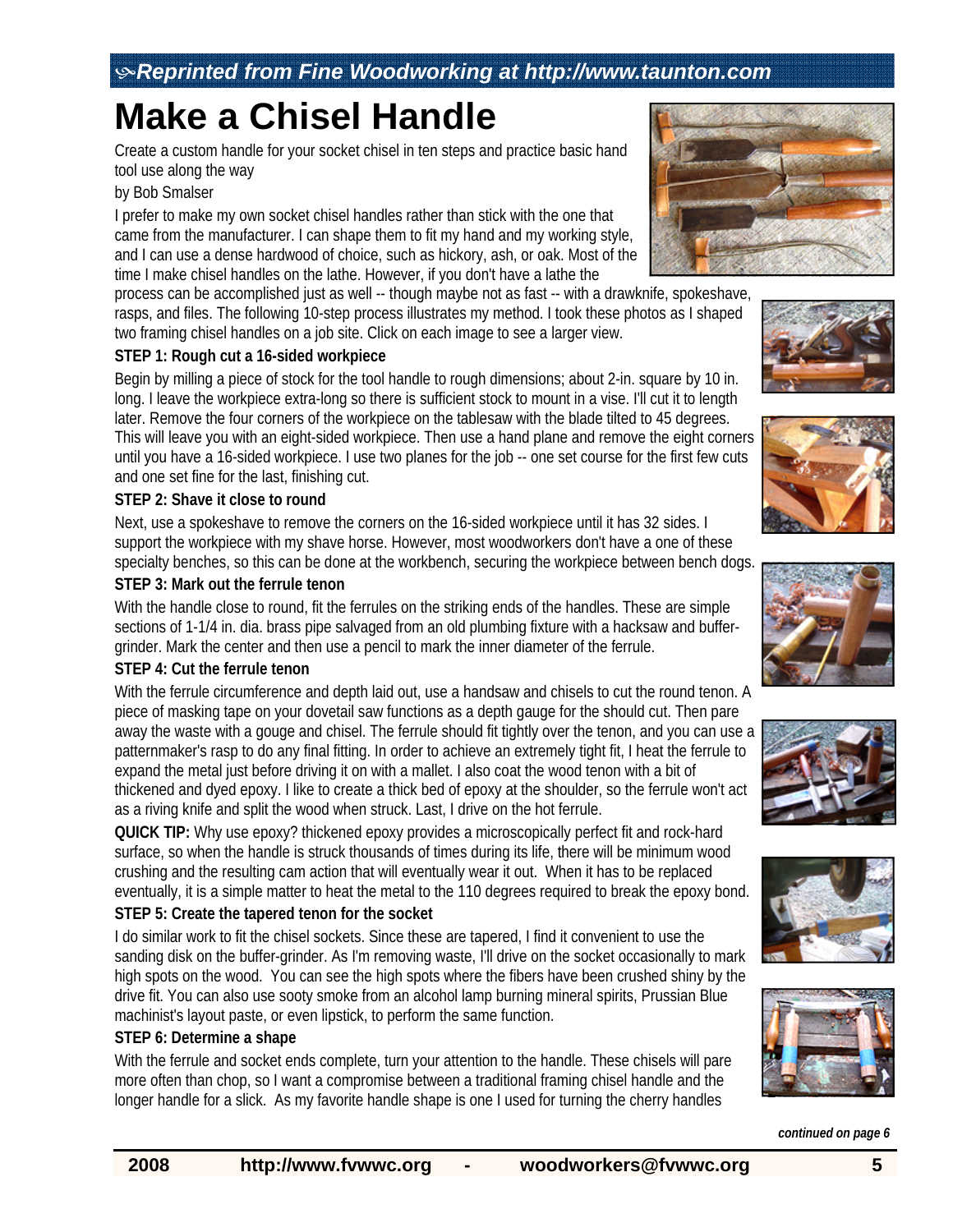*Reprinted from Fine Woodworking at http://www.taunton.com*

# Make a Chisel Handle

Create a custom handle for your socket chisel in ten steps and practice basic hand tool use along the way

by Bob Smalser

I prefer to make my own socket chisel handles rather than stick with the one that came from the manufacturer. I can shape them to fit my hand and my working style, and I can use a dense hardwood of choice, such as hickory, ash, or oak. Most of the time I make chisel handles on the lathe. However, if you don't have a lathe the process can be accomplished just as well -- though maybe not as fast -- with a drawknife, spokeshave, rasps, and files. The following 10-step process illustrates my method. I took these photos as I shaped two framing chisel handles on a job site. Click on each image to see a larger view.

**STEP 1: Rough cut a 16-sided workpiece**

Begin by milling a piece of stock for the tool handle to rough dimensions; about 2-in. square by 10 in. long. I leave the workpiece extra-long so there is sufficient stock to mount in a vise. I'll cut it to length later. Remove the four corners of the workpiece on the tablesaw with the blade tilted to 45 degrees. This will leave you with an eight-sided workpiece. Then use a hand plane and remove the eight corners until you have a 16-sided workpiece. I use two planes for the job -- one set course for the first few cuts and one set fine for the last, finishing cut.

**STEP 2: Shave it close to round**

Next, use a spokeshave to remove the corners on the 16-sided workpiece until it has 32 sides. I support the workpiece with my shave horse. However, most woodworkers don't have a one of these specialty benches, so this can be done at the workbench, securing the workpiece between bench dogs.

**STEP 3: Mark out the ferrule tenon**

With the handle close to round, fit the ferrules on the striking ends of the handles. These are simple sections of 1-1/4 in. dia. brass pipe salvaged from an old plumbing fixture with a hacksaw and buffer-grinder. Mark the center and then use a pencil to mark the inner diameter of the ferrule.

**STEP 4: Cut the ferrule tenon**

With the ferrule circumference and depth laid out, use a handsaw and chisels to cut the round tenon. A piece of masking tape on your dovetail saw functions as a depth gauge for the should cut. Then pare away the waste with a gouge and chisel. The ferrule should fit tightly over the tenon, and you can use a patternmaker's rasp to do any final fitting. In order to achieve an extremely tight fit, I heat the ferrule to expand the metal just before driving it on with a mallet. I also coat the wood tenon with a bit of thickened and dyed epoxy. I like to create a thick bed of epoxy at the shoulder, so the ferrule won't act as a riving knife and split the wood when struck. Last, I drive on the hot ferrule.

**QUICK TIP:** Why use epoxy? thickened epoxy provides a microscopically perfect fit and rock-hard surface, so when the handle is struck thousands of times during its life, there will be minimum wood crushing and the resulting cam action that will eventually wear it out. When it has to be replaced eventually, it is a simple matter to heat the metal to the 110 degrees required to break the epoxy bond.

**STEP 5: Create the tapered tenon for the socket**

I do similar work to fit the chisel sockets. Since these are tapered, I find it convenient to use the sanding disk on the buffer-grinder. As I'm removing waste, I'll drive on the socket occasionally to mark high spots on the wood. You can see the high spots where the fibers have been crushed shiny by the drive fit. You can also use sooty smoke from an alcohol lamp burning mineral spirits, Prussian Blue machinist's layout paste, or even lipstick, to perform the same function.

**STEP 6: Determine a shape**

With the ferrule and socket ends complete, turn your attention to the handle. These chisels will pare more often than chop, so I want a compromise between a traditional framing chisel handle and the longer handle for a slick. As my favorite handle shape is one I used for turning the cherry handles

*continued on page 6*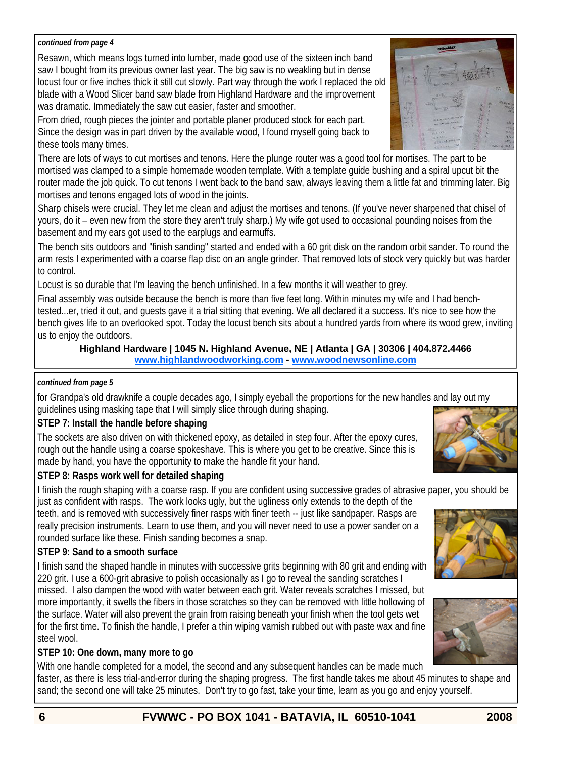*continued from page 4*

Resawn, which means logs turned into lumber, made good use of the sixteen inch band saw I bought from its previous owner last year. The big saw is no weakling but in dense locust four or five inches thick it still cut slowly. Part way through the work I replaced the old blade with a Wood Slicer band saw blade from Highland Hardware and the improvement was dramatic. Immediately the saw cut easier, faster and smoother.

From dried, rough pieces the jointer and portable planer produced stock for each part. Since the design was in part driven by the available wood, I found myself going back to these tools many times.

There are lots of ways to cut mortises and tenons. Here the plunge router was a good tool for mortises. The part to be mortised was clamped to a simple homemade wooden template. With a template guide bushing and a spiral upcut bit the router made the job quick. To cut tenons I went back to the band saw, always leaving them a little fat and trimming later. Big mortises and tenons engaged lots of wood in the joints.

Sharp chisels were crucial. They let me clean and adjust the mortises and tenons. (If you've never sharpened that chisel of yours, do it – even new from the store they aren't truly sharp.) My wife got used to occasional pounding noises from the basement and my ears got used to the earplugs and earmuffs.

The bench sits outdoors and "finish sanding" started and ended with a 60 grit disk on the random orbit sander. To round the arm rests I experimented with a coarse flap disc on an angle grinder. That removed lots of stock very quickly but was harder to control.

Locust is so durable that I'm leaving the bench unfinished. In a few months it will weather to grey.

Final assembly was outside because the bench is more than five feet long. Within minutes my wife and I had bench-tested...er, tried it out, and guests gave it a trial sitting that evening. We all declared it a success. It's nice to see how the bench gives life to an overlooked spot. Today the locust bench sits about a hundred yards from where its wood grew, inviting us to enjoy the outdoors.

**Highland Hardware | 1045 N. Highland Avenue, NE | Atlanta | GA | 30306 | 404.872.4466**
**www.highlandwoodworking.com - www.woodnewsonline.com**

---

*continued from page 5*

for Grandpa's old drawknife a couple decades ago, I simply eyeball the proportions for the new handles and lay out my guidelines using masking tape that I will simply slice through during shaping.

**STEP 7: Install the handle before shaping**

The sockets are also driven on with thickened epoxy, as detailed in step four. After the epoxy cures, rough out the handle using a coarse spokeshave. This is where you get to be creative. Since this is made by hand, you have the opportunity to make the handle fit your hand.

**STEP 8: Rasps work well for detailed shaping**

I finish the rough shaping with a coarse rasp. If you are confident using successive grades of abrasive paper, you should be just as confident with rasps. The work looks ugly, but the ugliness only extends to the depth of the teeth, and is removed with successively finer rasps with finer teeth -- just like sandpaper. Rasps are really precision instruments. Learn to use them, and you will never need to use a power sander on a rounded surface like these. Finish sanding becomes a snap.

**STEP 9: Sand to a smooth surface**

I finish sand the shaped handle in minutes with successive grits beginning with 80 grit and ending with 220 grit. I use a 600-grit abrasive to polish occasionally as I go to reveal the sanding scratches I missed. I also dampen the wood with water between each grit. Water reveals scratches I missed, but more importantly, it swells the fibers in those scratches so they can be removed with little hollowing of the surface. Water will also prevent the grain from raising beneath your finish when the tool gets wet for the first time. To finish the handle, I prefer a thin wiping varnish rubbed out with paste wax and fine steel wool.

**STEP 10: One down, many more to go**

With one handle completed for a model, the second and any subsequent handles can be made much faster, as there is less trial-and-error during the shaping progress. The first handle takes me about 45 minutes to shape and sand; the second one will take 25 minutes. Don't try to go fast, take your time, learn as you go and enjoy yourself.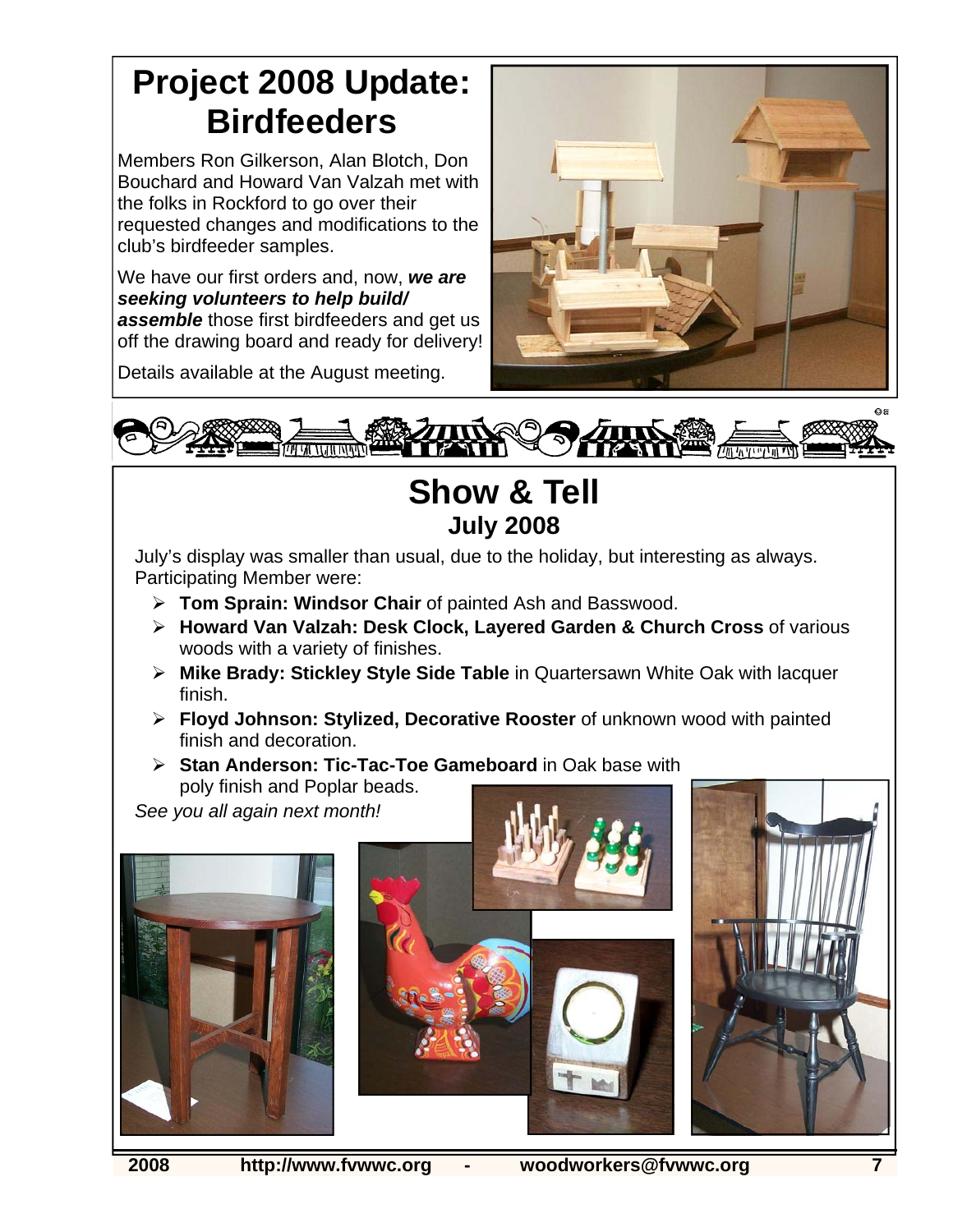# Project 2008 Update: Birdfeeders

Members Ron Gilkerson, Alan Blotch, Don Bouchard and Howard Van Valzah met with the folks in Rockford to go over their requested changes and modifications to the club's birdfeeder samples.

We have our first orders and, now, ***we are seeking volunteers to help build/ assemble*** those first birdfeeders and get us off the drawing board and ready for delivery!

Details available at the August meeting.

# Show & Tell

## July 2008

July's display was smaller than usual, due to the holiday, but interesting as always. Participating Member were:

- **Tom Sprain: Windsor Chair** of painted Ash and Basswood.
- **Howard Van Valzah: Desk Clock, Layered Garden & Church Cross** of various woods with a variety of finishes.
- **Mike Brady: Stickley Style Side Table** in Quartersawn White Oak with lacquer finish.
- **Floyd Johnson: Stylized, Decorative Rooster** of unknown wood with painted finish and decoration.
- **Stan Anderson: Tic-Tac-Toe Gameboard** in Oak base with poly finish and Poplar beads.

*See you all again next month!*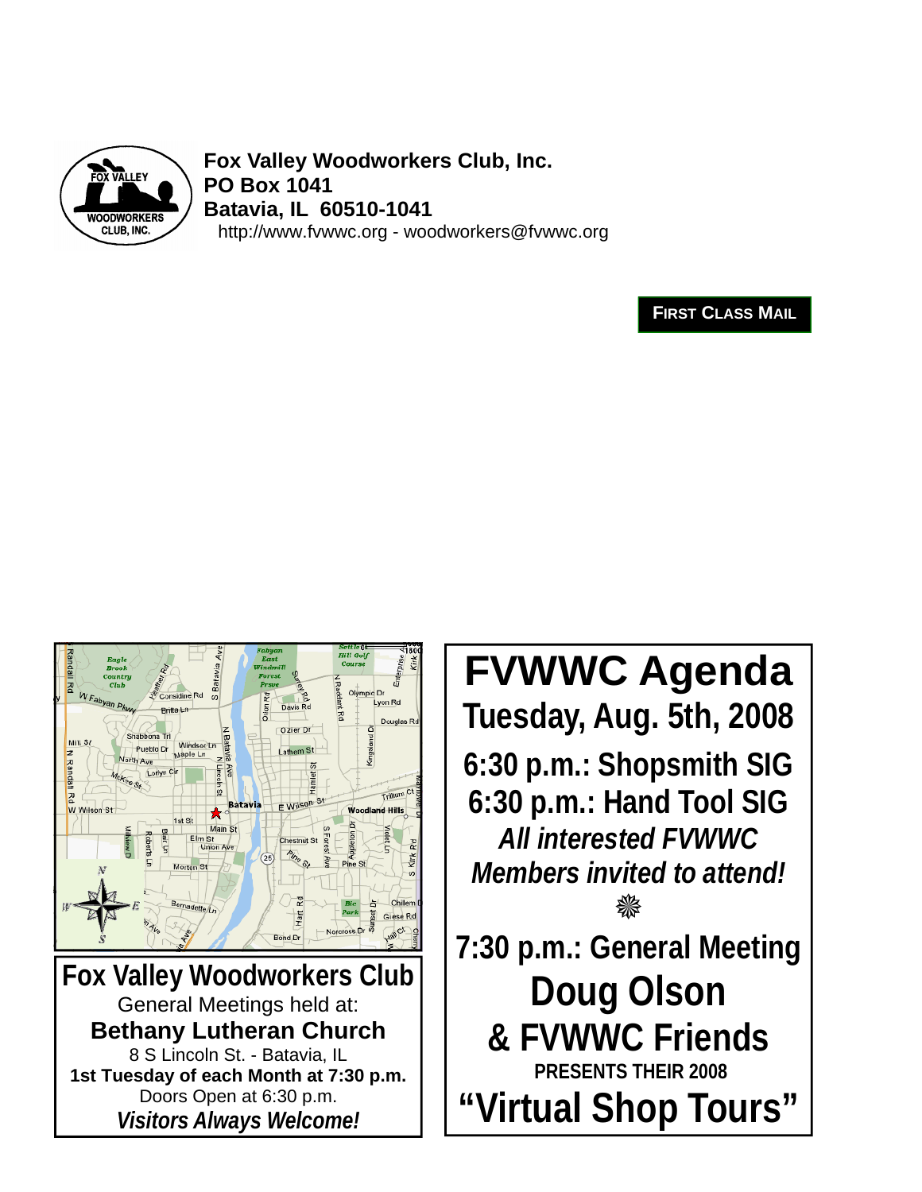**Fox Valley Woodworkers Club, Inc.**
**PO Box 1041**
**Batavia, IL 60510-1041**
http://www.fvwwc.org - woodworkers@fvwwc.org

**FIRST CLASS MAIL**

**Fox Valley Woodworkers Club**
General Meetings held at:
**Bethany Lutheran Church**
8 S Lincoln St. - Batavia, IL
**1st Tuesday of each Month at 7:30 p.m.**
Doors Open at 6:30 p.m.
***Visitors Always Welcome!***

# FVWWC Agenda

## Tuesday, Aug. 5th, 2008

**6:30 p.m.: Shopsmith SIG**
**6:30 p.m.: Hand Tool SIG**
***All interested FVWWC Members invited to attend!***

**7:30 p.m.: General Meeting**
**Doug Olson & FVWWC Friends**
**PRESENTS THEIR 2008**
**"Virtual Shop Tours"**